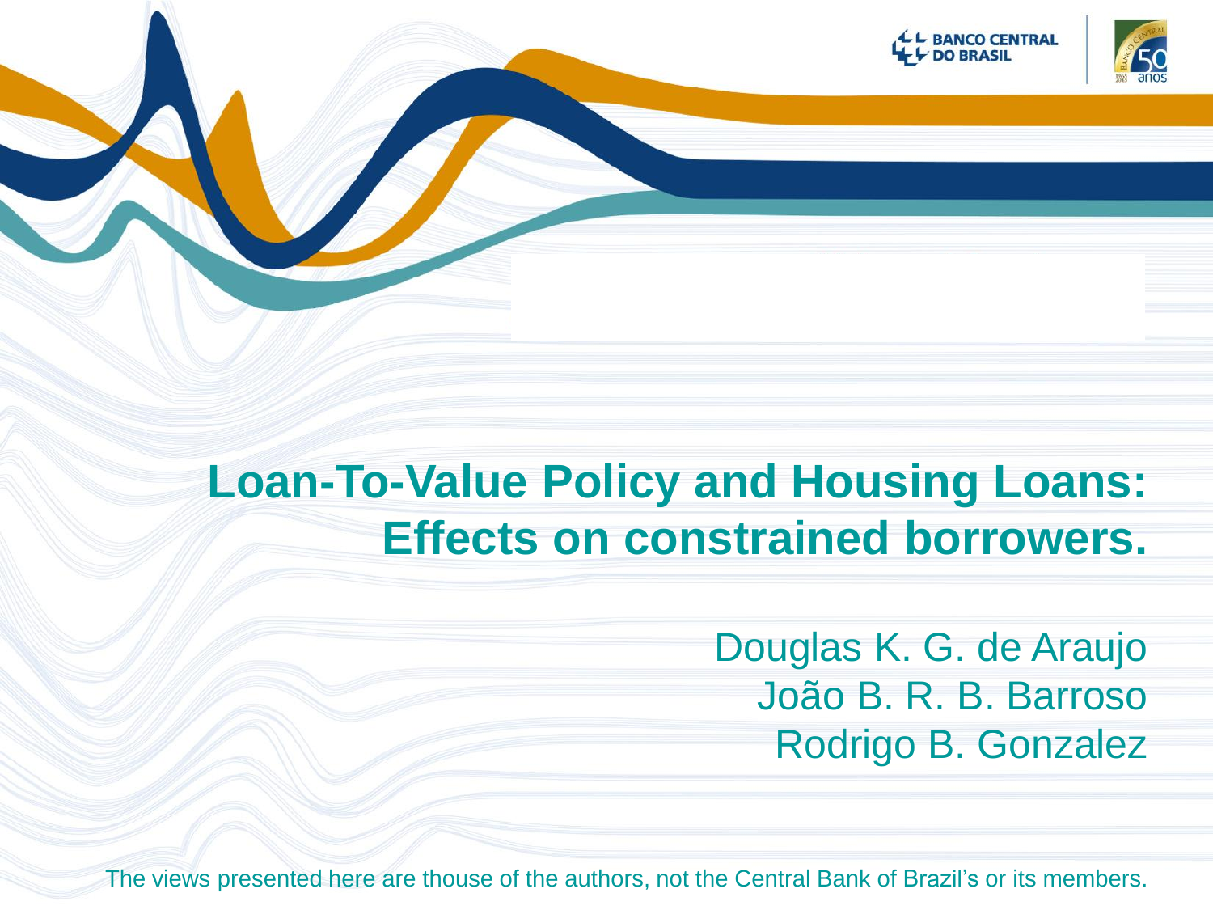# Loan-To-Value Policy and Housing Loans: Effects on constrained borrowers.

Douglas K. G. de Araujo
João B. R. B. Barroso
Rodrigo B. Gonzalez

The views presented here are thouse of the authors, not the Central Bank of Brazil's or its members.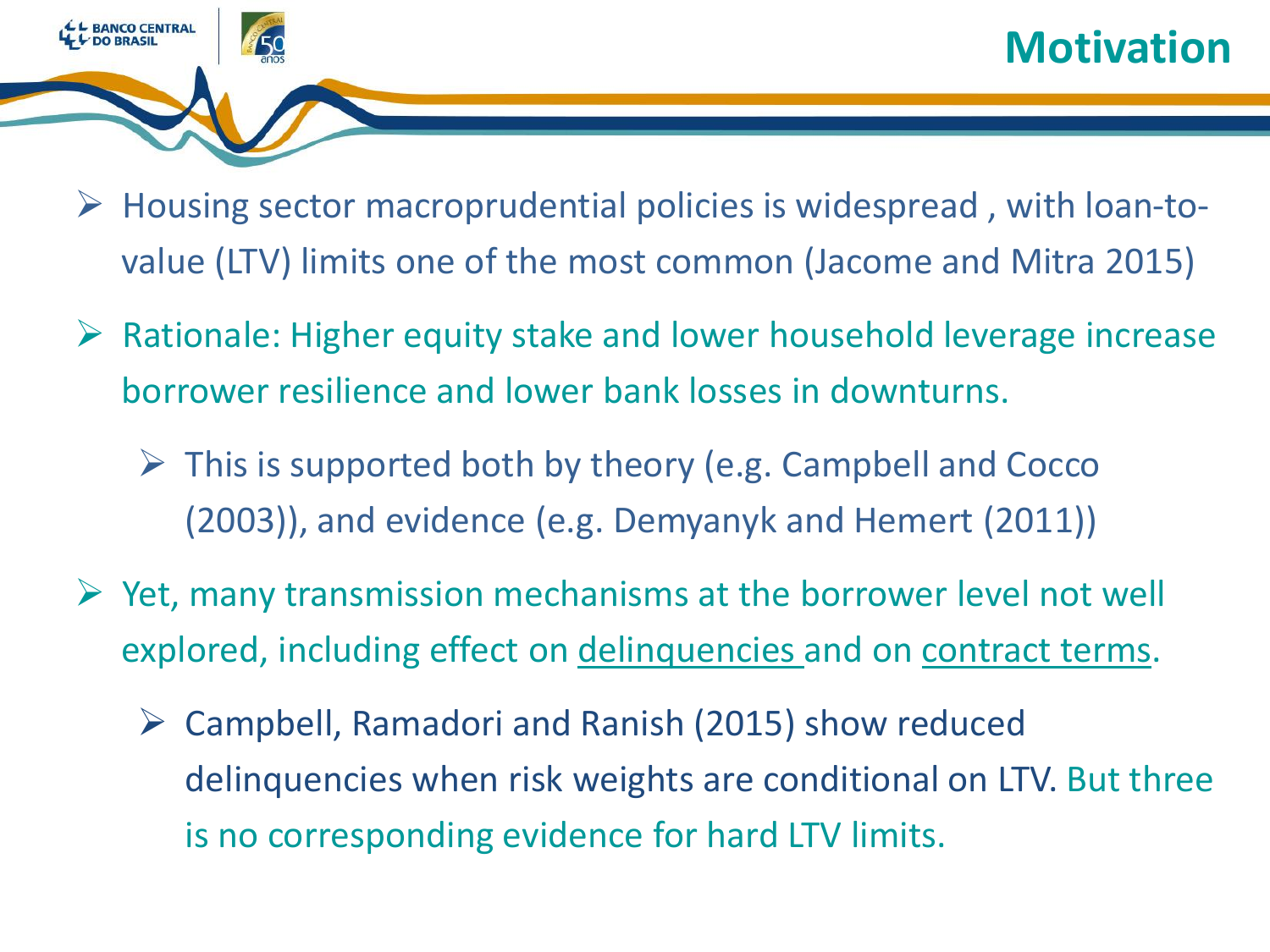# Motivation

- Housing sector macroprudential policies is widespread , with loan-to-value (LTV) limits one of the most common (Jacome and Mitra 2015)
- Rationale: Higher equity stake and lower household leverage increase borrower resilience and lower bank losses in downturns.
  - This is supported both by theory (e.g. Campbell and Cocco (2003)), and evidence (e.g. Demyanyk and Hemert (2011))
- Yet, many transmission mechanisms at the borrower level not well explored, including effect on <u>delinquencies</u> and on <u>contract terms</u>.
  - Campbell, Ramadori and Ranish (2015) show reduced delinquencies when risk weights are conditional on LTV. But three is no corresponding evidence for hard LTV limits.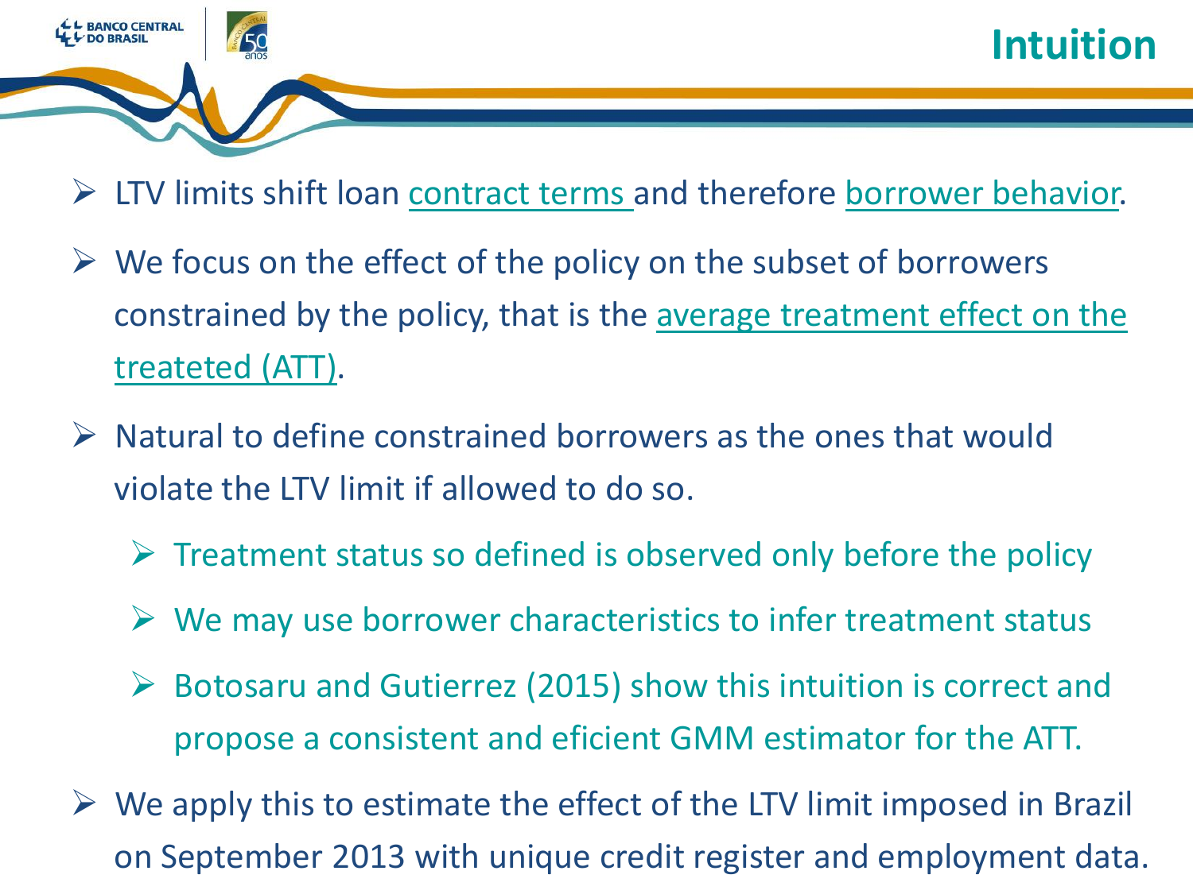# Intuition

- LTV limits shift loan contract terms and therefore borrower behavior.
- We focus on the effect of the policy on the subset of borrowers constrained by the policy, that is the average treatment effect on the treateted (ATT).
- Natural to define constrained borrowers as the ones that would violate the LTV limit if allowed to do so.
  - Treatment status so defined is observed only before the policy
  - We may use borrower characteristics to infer treatment status
  - Botosaru and Gutierrez (2015) show this intuition is correct and propose a consistent and eficient GMM estimator for the ATT.
- We apply this to estimate the effect of the LTV limit imposed in Brazil on September 2013 with unique credit register and employment data.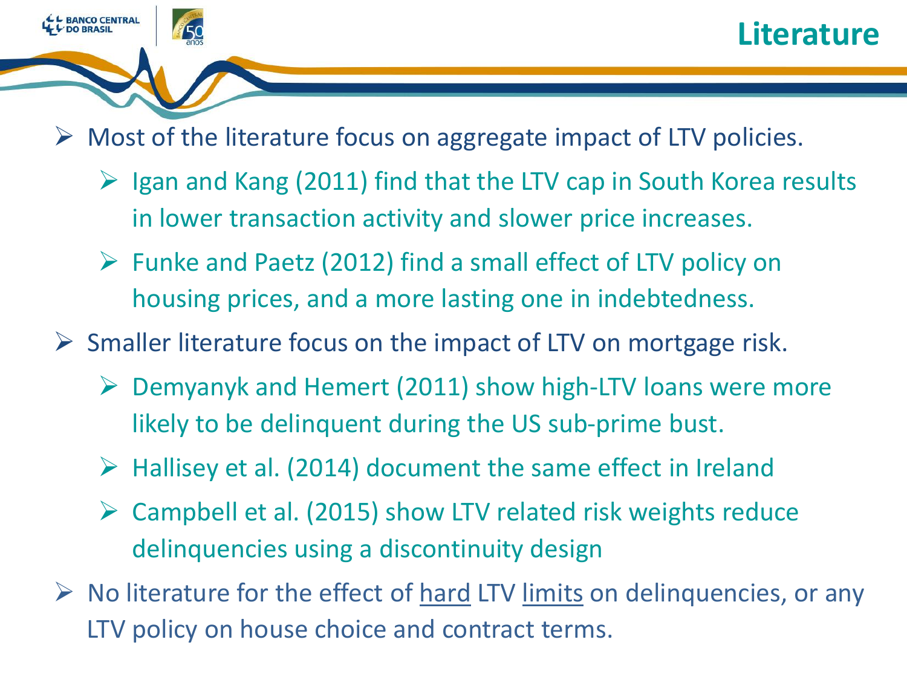# Literature

- Most of the literature focus on aggregate impact of LTV policies.
  - Igan and Kang (2011) find that the LTV cap in South Korea results in lower transaction activity and slower price increases.
  - Funke and Paetz (2012) find a small effect of LTV policy on housing prices, and a more lasting one in indebtedness.
- Smaller literature focus on the impact of LTV on mortgage risk.
  - Demyanyk and Hemert (2011) show high-LTV loans were more likely to be delinquent during the US sub-prime bust.
  - Hallisey et al. (2014) document the same effect in Ireland
  - Campbell et al. (2015) show LTV related risk weights reduce delinquencies using a discontinuity design
- No literature for the effect of hard LTV limits on delinquencies, or any LTV policy on house choice and contract terms.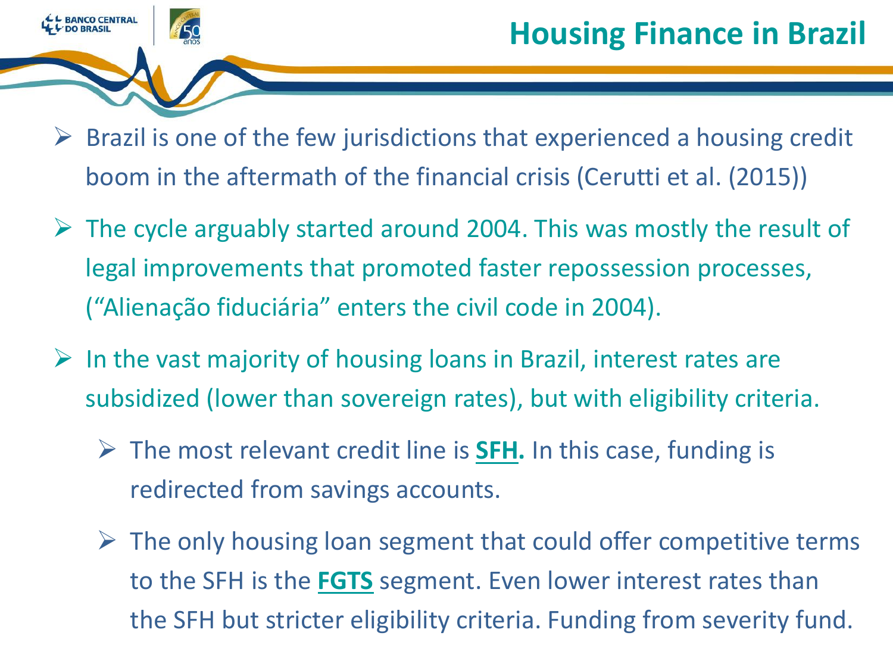# Housing Finance in Brazil

- Brazil is one of the few jurisdictions that experienced a housing credit boom in the aftermath of the financial crisis (Cerutti et al. (2015))
- The cycle arguably started around 2004. This was mostly the result of legal improvements that promoted faster repossession processes, ("Alienação fiduciária" enters the civil code in 2004).
- In the vast majority of housing loans in Brazil, interest rates are subsidized (lower than sovereign rates), but with eligibility criteria.
  - The most relevant credit line is **SFH.** In this case, funding is redirected from savings accounts.
  - The only housing loan segment that could offer competitive terms to the SFH is the **FGTS** segment. Even lower interest rates than the SFH but stricter eligibility criteria. Funding from severity fund.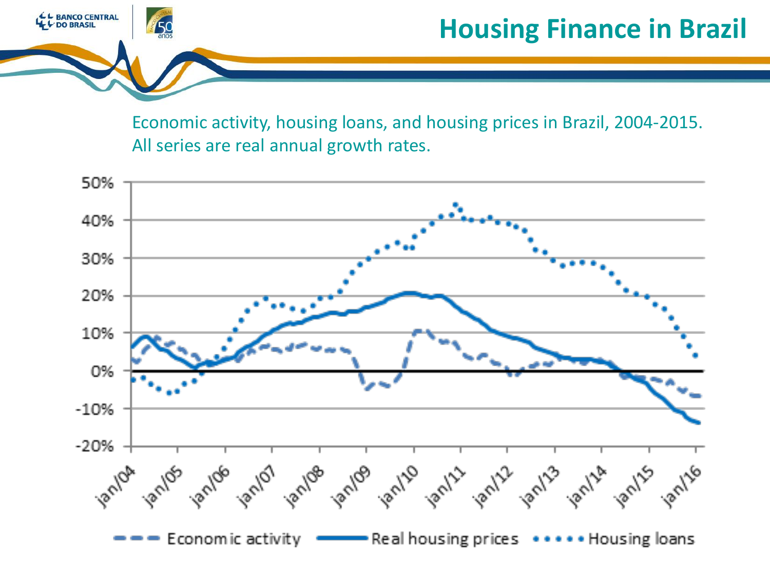# Housing Finance in Brazil

Economic activity, housing loans, and housing prices in Brazil, 2004-2015. All series are real annual growth rates.

50%
40%
30%
20%
10%
0%
-10%
-20%

jan/04 jan/05 jan/06 jan/07 jan/08 jan/09 jan/10 jan/11 jan/12 jan/13 jan/14 jan/15 jan/16

Economic activity — Real housing prices •••• Housing loans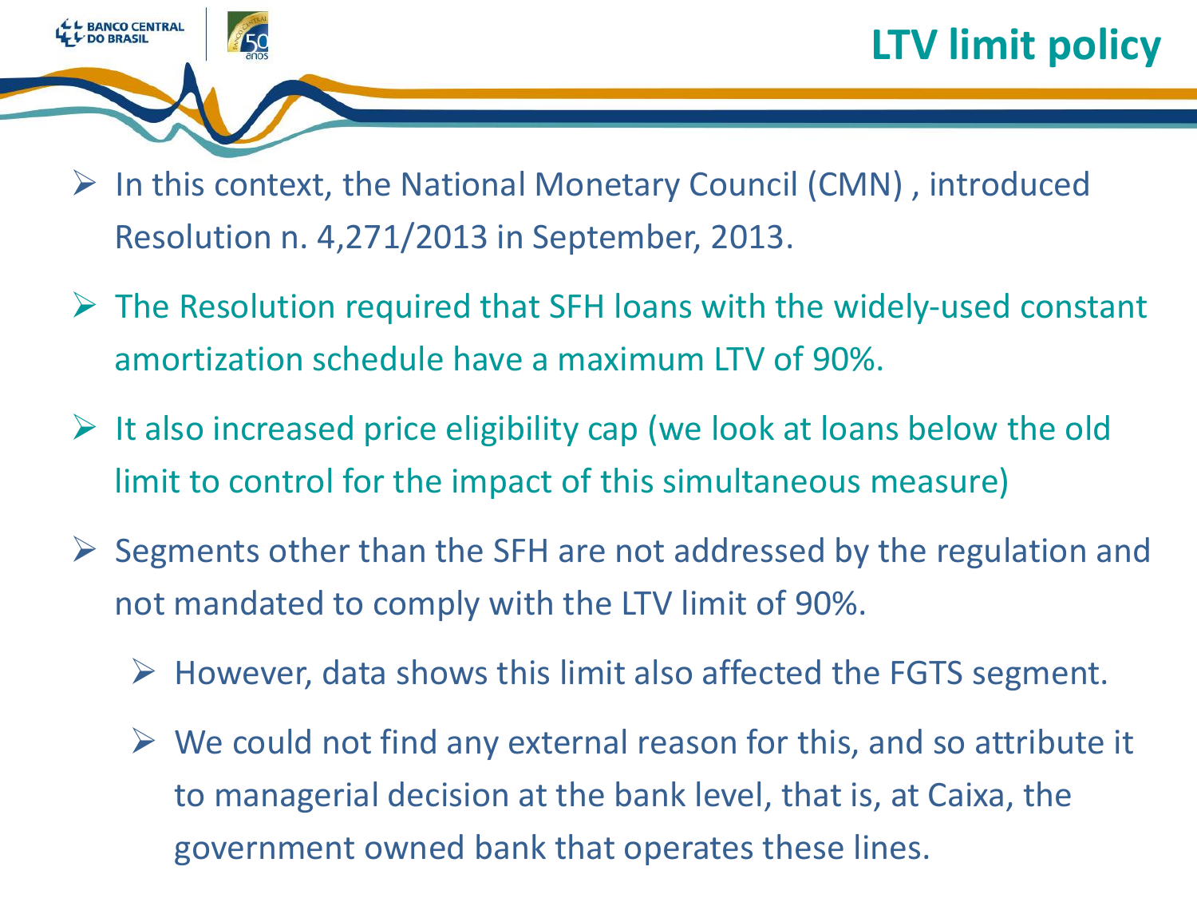# LTV limit policy

- In this context, the National Monetary Council (CMN) , introduced Resolution n. 4,271/2013 in September, 2013.
- The Resolution required that SFH loans with the widely-used constant amortization schedule have a maximum LTV of 90%.
- It also increased price eligibility cap (we look at loans below the old limit to control for the impact of this simultaneous measure)
- Segments other than the SFH are not addressed by the regulation and not mandated to comply with the LTV limit of 90%.
  - However, data shows this limit also affected the FGTS segment.
  - We could not find any external reason for this, and so attribute it to managerial decision at the bank level, that is, at Caixa, the government owned bank that operates these lines.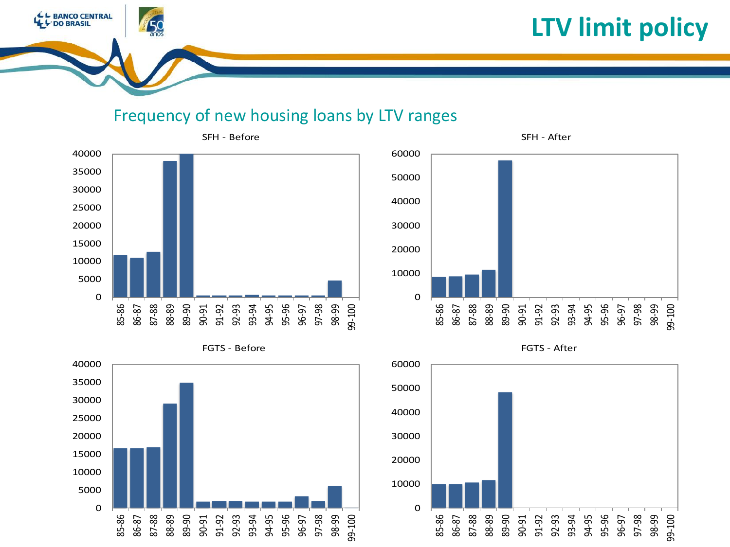# LTV limit policy

## Frequency of new housing loans by LTV ranges

SFH - Before

SFH - After

FGTS - Before

FGTS - After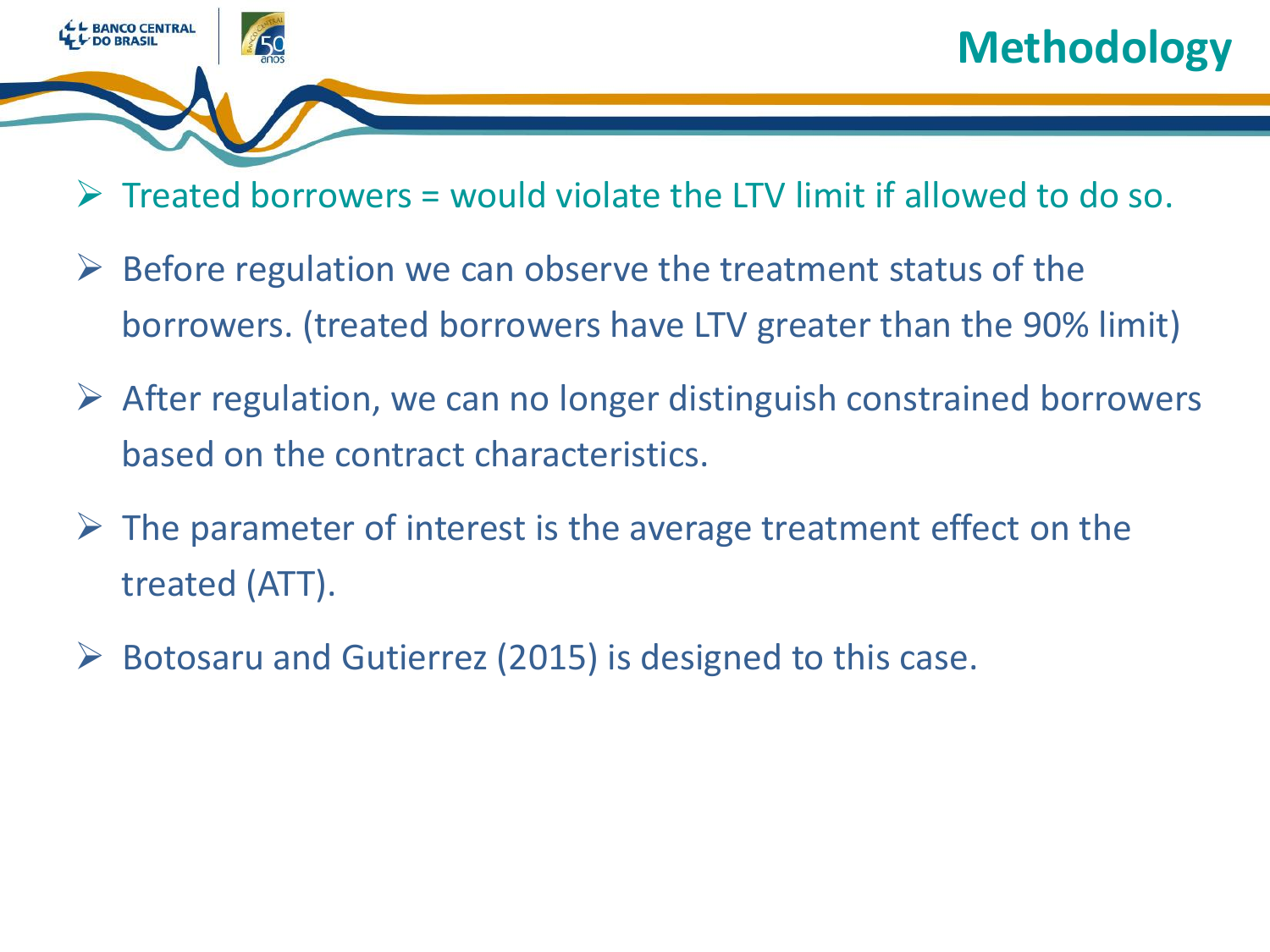# Methodology

- Treated borrowers = would violate the LTV limit if allowed to do so.
- Before regulation we can observe the treatment status of the borrowers. (treated borrowers have LTV greater than the 90% limit)
- After regulation, we can no longer distinguish constrained borrowers based on the contract characteristics.
- The parameter of interest is the average treatment effect on the treated (ATT).
- Botosaru and Gutierrez (2015) is designed to this case.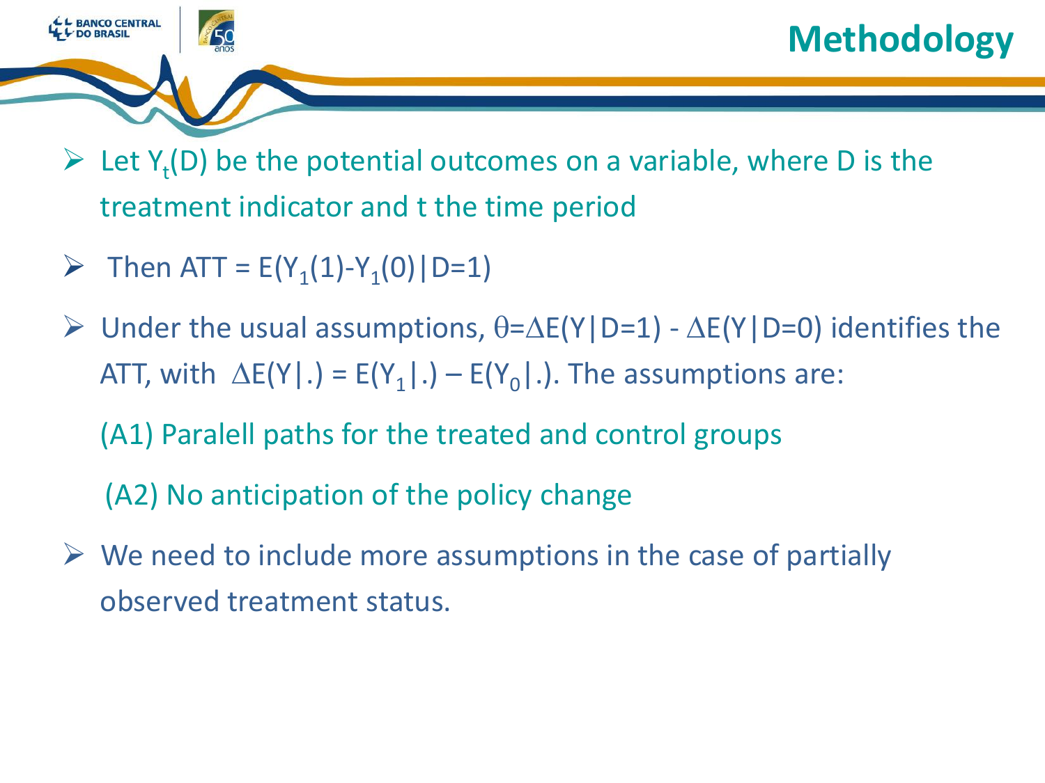# Methodology

- Let $Y_t(D)$ be the potential outcomes on a variable, where D is the treatment indicator and t the time period
- Then ATT = $E(Y_1(1)-Y_1(0)|D=1)$
- Under the usual assumptions, $\theta=\Delta E(Y|D=1) - \Delta E(Y|D=0)$ identifies the ATT, with $\Delta E(Y|.) = E(Y_1|.) - E(Y_0|.)$. The assumptions are:

  (A1) Paralell paths for the treated and control groups

  (A2) No anticipation of the policy change

- We need to include more assumptions in the case of partially observed treatment status.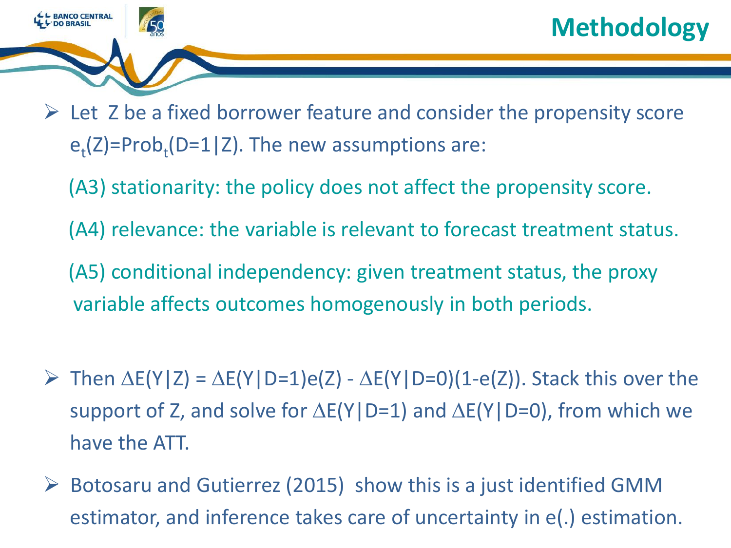# Methodology

- Let Z be a fixed borrower feature and consider the propensity score $e_t(Z)=\text{Prob}_t(D=1|Z)$. The new assumptions are:

  (A3) stationarity: the policy does not affect the propensity score.

  (A4) relevance: the variable is relevant to forecast treatment status.

  (A5) conditional independency: given treatment status, the proxy variable affects outcomes homogenously in both periods.

- Then $\Delta E(Y|Z) = \Delta E(Y|D=1)e(Z) - \Delta E(Y|D=0)(1-e(Z))$. Stack this over the support of Z, and solve for $\Delta E(Y|D=1)$ and $\Delta E(Y|D=0)$, from which we have the ATT.

- Botosaru and Gutierrez (2015) show this is a just identified GMM estimator, and inference takes care of uncertainty in e(.) estimation.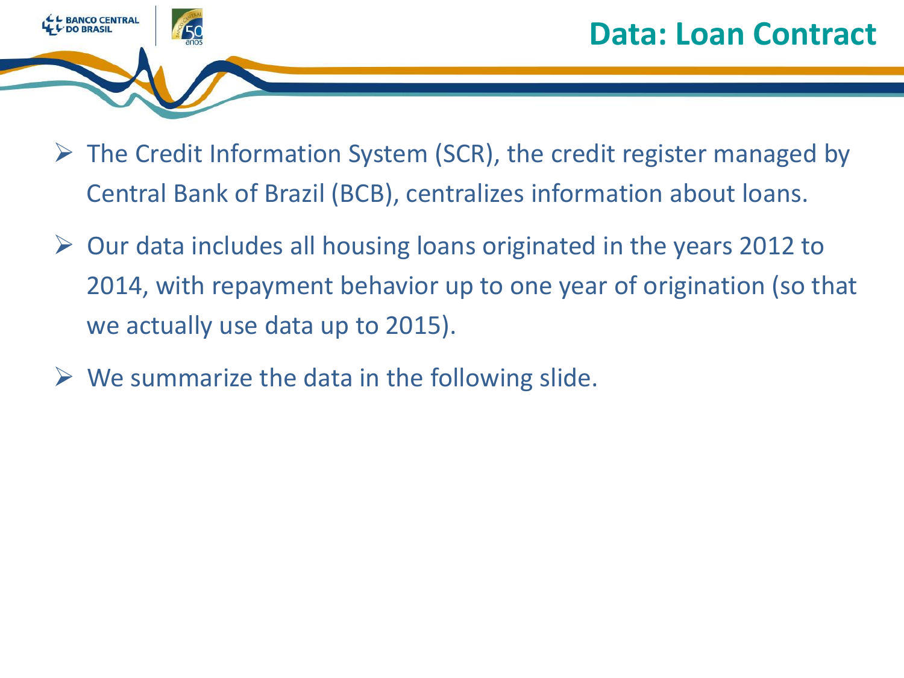# Data: Loan Contract

- The Credit Information System (SCR), the credit register managed by Central Bank of Brazil (BCB), centralizes information about loans.
- Our data includes all housing loans originated in the years 2012 to 2014, with repayment behavior up to one year of origination (so that we actually use data up to 2015).
- We summarize the data in the following slide.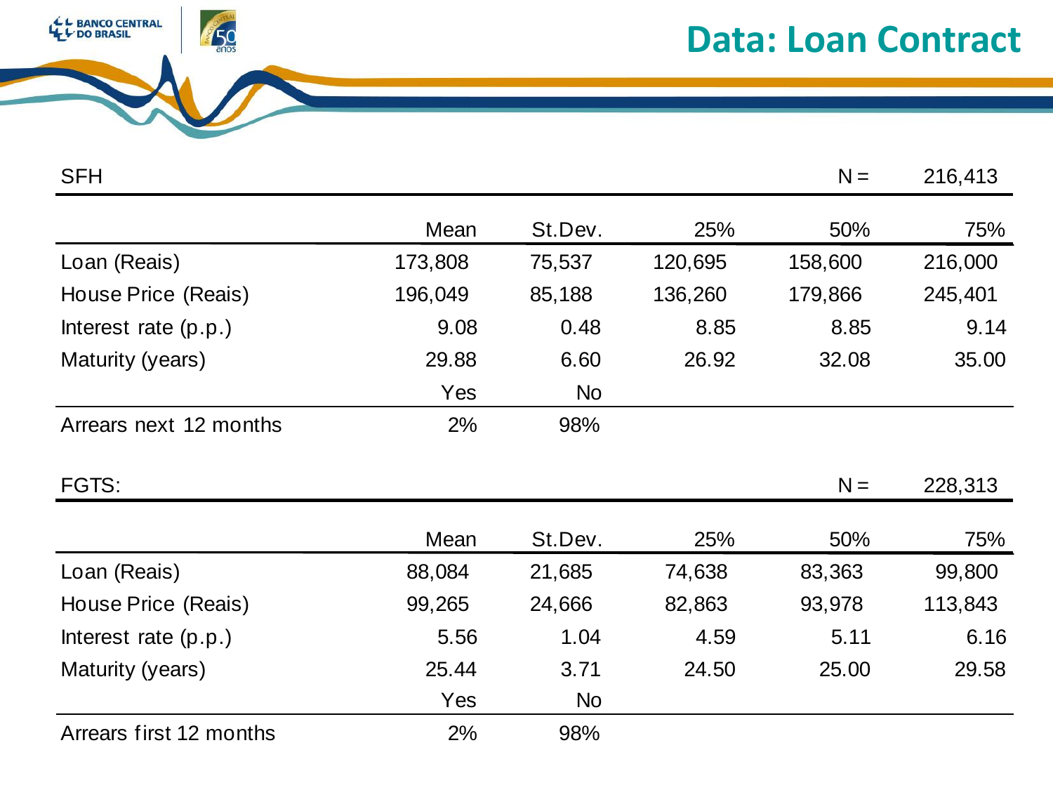# Data: Loan Contract

SFH — N = 216,413

| | Mean | St.Dev. | 25% | 50% | 75% |
|---|---|---|---|---|---|
| Loan (Reais) | 173,808 | 75,537 | 120,695 | 158,600 | 216,000 |
| House Price (Reais) | 196,049 | 85,188 | 136,260 | 179,866 | 245,401 |
| Interest rate (p.p.) | 9.08 | 0.48 | 8.85 | 8.85 | 9.14 |
| Maturity (years) | 29.88 | 6.60 | 26.92 | 32.08 | 35.00 |
| | Yes | No | | | |
| Arrears next 12 months | 2% | 98% | | | |

FGTS: — N = 228,313

| | Mean | St.Dev. | 25% | 50% | 75% |
|---|---|---|---|---|---|
| Loan (Reais) | 88,084 | 21,685 | 74,638 | 83,363 | 99,800 |
| House Price (Reais) | 99,265 | 24,666 | 82,863 | 93,978 | 113,843 |
| Interest rate (p.p.) | 5.56 | 1.04 | 4.59 | 5.11 | 6.16 |
| Maturity (years) | 25.44 | 3.71 | 24.50 | 25.00 | 29.58 |
| | Yes | No | | | |
| Arrears first 12 months | 2% | 98% | | | |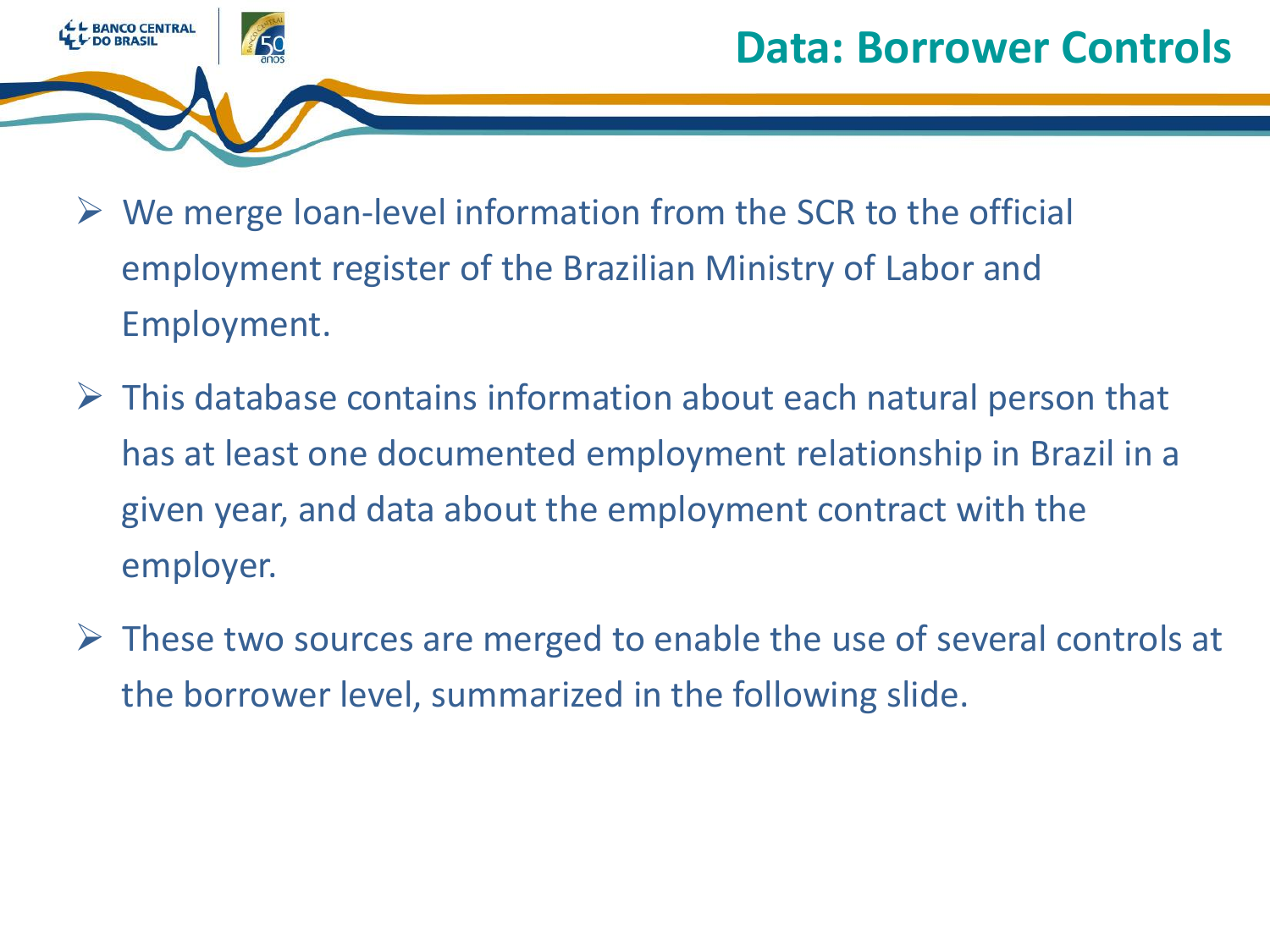# Data: Borrower Controls

- We merge loan-level information from the SCR to the official employment register of the Brazilian Ministry of Labor and Employment.
- This database contains information about each natural person that has at least one documented employment relationship in Brazil in a given year, and data about the employment contract with the employer.
- These two sources are merged to enable the use of several controls at the borrower level, summarized in the following slide.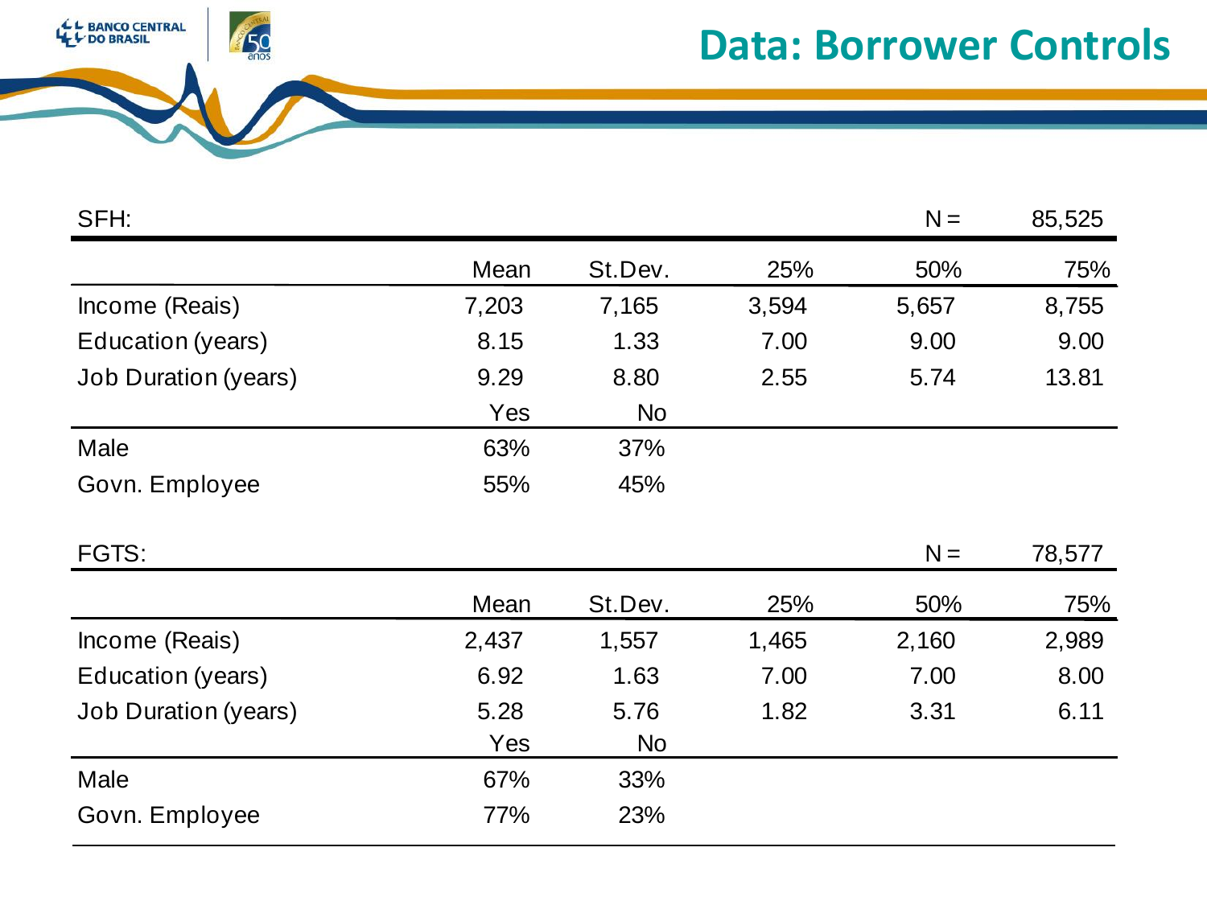# Data: Borrower Controls

**SFH:** N = 85,525

| | Mean | St.Dev. | 25% | 50% | 75% |
|---|---|---|---|---|---|
| Income (Reais) | 7,203 | 7,165 | 3,594 | 5,657 | 8,755 |
| Education (years) | 8.15 | 1.33 | 7.00 | 9.00 | 9.00 |
| Job Duration (years) | 9.29 | 8.80 | 2.55 | 5.74 | 13.81 |

| | Yes | No |
|---|---|---|
| Male | 63% | 37% |
| Govn. Employee | 55% | 45% |

**FGTS:** N = 78,577

| | Mean | St.Dev. | 25% | 50% | 75% |
|---|---|---|---|---|---|
| Income (Reais) | 2,437 | 1,557 | 1,465 | 2,160 | 2,989 |
| Education (years) | 6.92 | 1.63 | 7.00 | 7.00 | 8.00 |
| Job Duration (years) | 5.28 | 5.76 | 1.82 | 3.31 | 6.11 |

| | Yes | No |
|---|---|---|
| Male | 67% | 33% |
| Govn. Employee | 77% | 23% |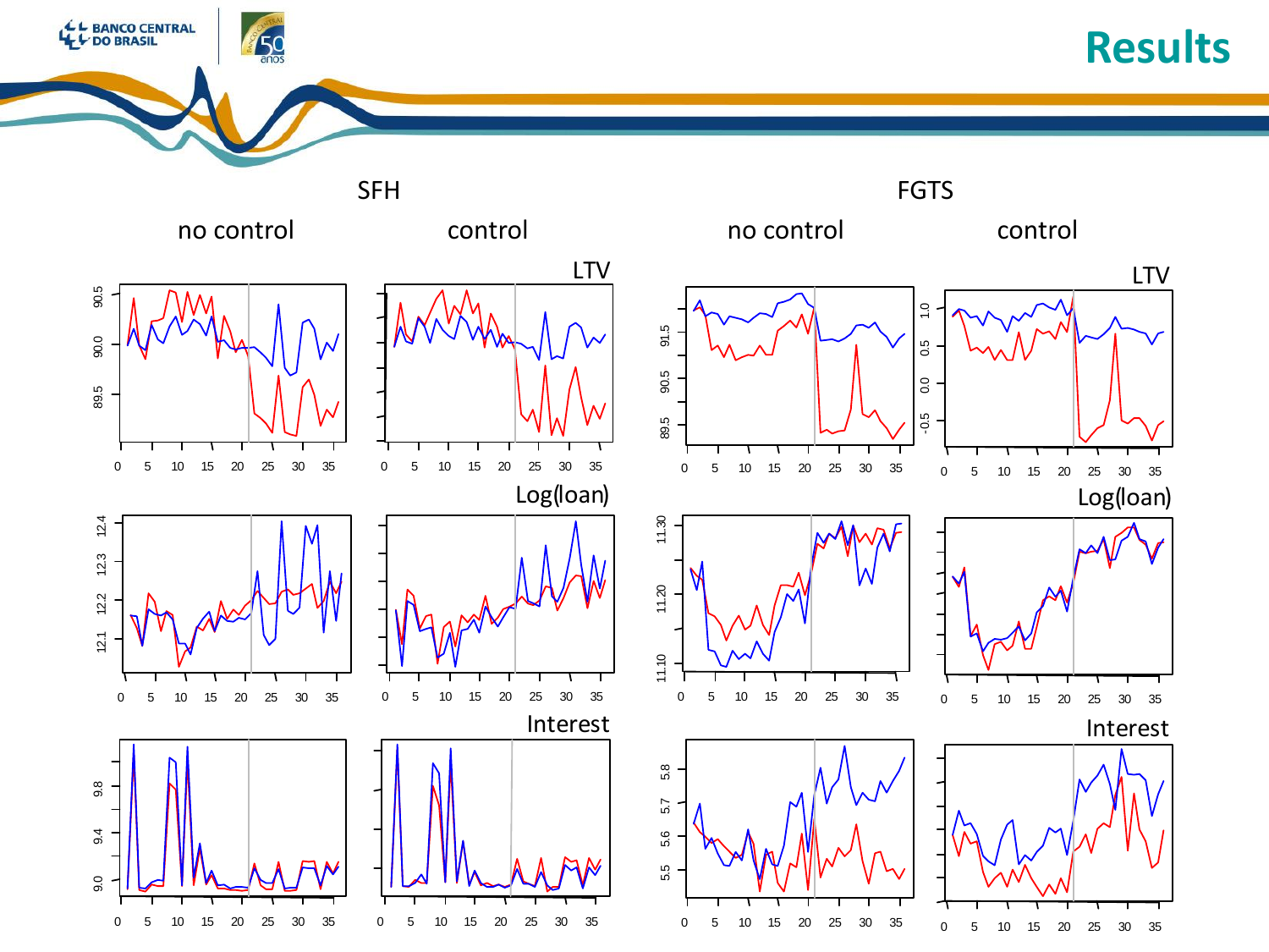# Results

SFH

FGTS

no control | control | no control | control

LTV

Log(loan)

Interest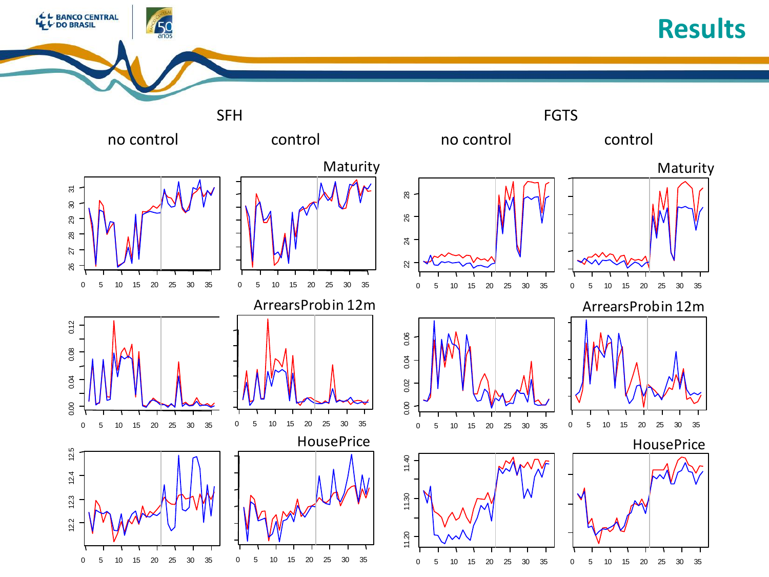# Results

| SFH | | FGTS | |
|---|---|---|---|
| no control | control | no control | control |

Maturity

ArrearsProbin 12m

HousePrice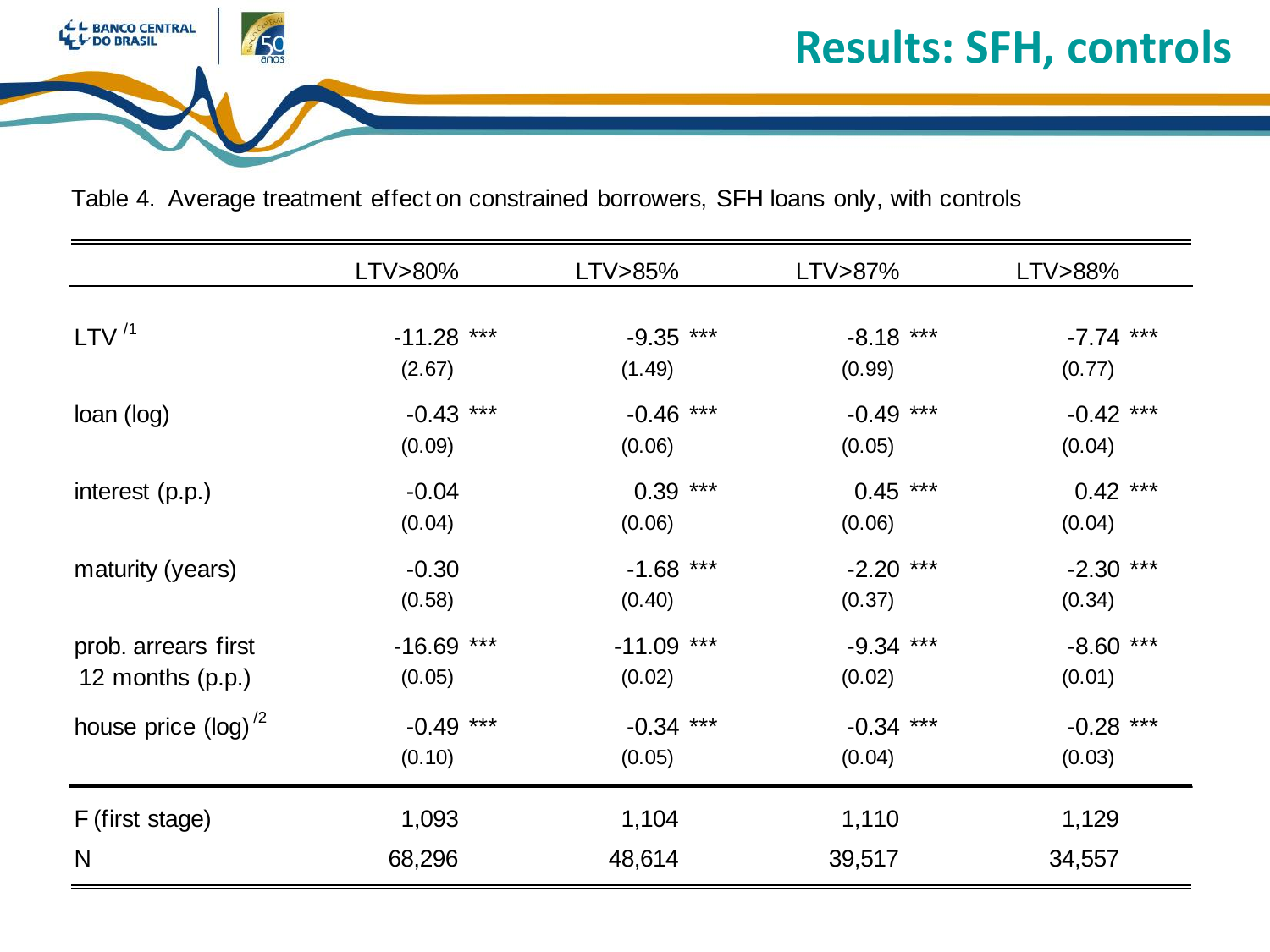# Results: SFH, controls

Table 4. Average treatment effect on constrained borrowers, SFH loans only, with controls

| | LTV>80% | LTV>85% | LTV>87% | LTV>88% |
|---|---|---|---|---|
| LTV [/1] | -11.28 *** | -9.35 *** | -8.18 *** | -7.74 *** |
| | (2.67) | (1.49) | (0.99) | (0.77) |
| loan (log) | -0.43 *** | -0.46 *** | -0.49 *** | -0.42 *** |
| | (0.09) | (0.06) | (0.05) | (0.04) |
| interest (p.p.) | -0.04 | 0.39 *** | 0.45 *** | 0.42 *** |
| | (0.04) | (0.06) | (0.06) | (0.04) |
| maturity (years) | -0.30 | -1.68 *** | -2.20 *** | -2.30 *** |
| | (0.58) | (0.40) | (0.37) | (0.34) |
| prob. arrears first 12 months (p.p.) | -16.69 *** | -11.09 *** | -9.34 *** | -8.60 *** |
| | (0.05) | (0.02) | (0.02) | (0.01) |
| house price (log) [/2] | -0.49 *** | -0.34 *** | -0.34 *** | -0.28 *** |
| | (0.10) | (0.05) | (0.04) | (0.03) |
| F (first stage) | 1,093 | 1,104 | 1,110 | 1,129 |
| N | 68,296 | 48,614 | 39,517 | 34,557 |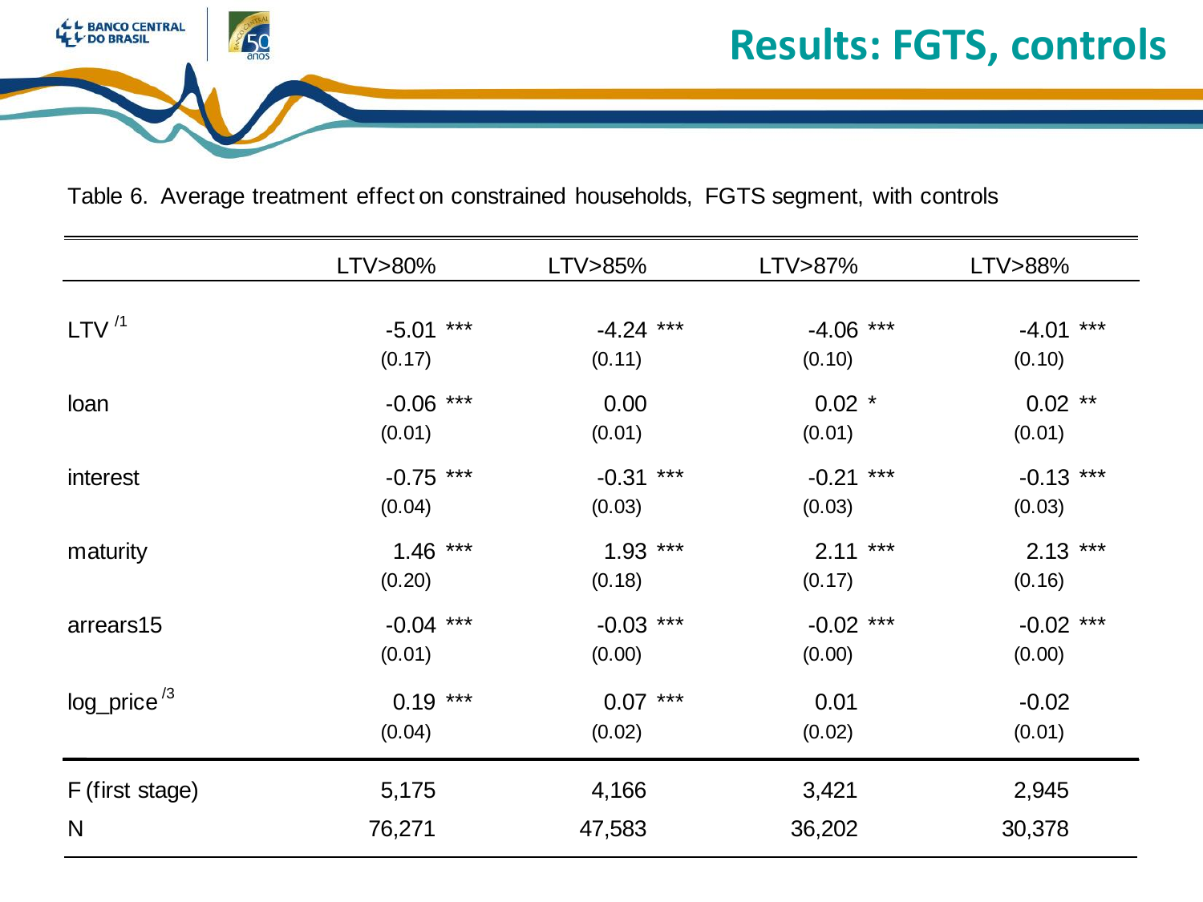# Results: FGTS, controls

Table 6. Average treatment effect on constrained households, FGTS segment, with controls

| | LTV>80% | LTV>85% | LTV>87% | LTV>88% |
|---|---|---|---|---|
| LTV [/1] | -5.01 *** | -4.24 *** | -4.06 *** | -4.01 *** |
| | (0.17) | (0.11) | (0.10) | (0.10) |
| loan | -0.06 *** | 0.00 | 0.02 * | 0.02 ** |
| | (0.01) | (0.01) | (0.01) | (0.01) |
| interest | -0.75 *** | -0.31 *** | -0.21 *** | -0.13 *** |
| | (0.04) | (0.03) | (0.03) | (0.03) |
| maturity | 1.46 *** | 1.93 *** | 2.11 *** | 2.13 *** |
| | (0.20) | (0.18) | (0.17) | (0.16) |
| arrears15 | -0.04 *** | -0.03 *** | -0.02 *** | -0.02 *** |
| | (0.01) | (0.00) | (0.00) | (0.00) |
| log_price [/3] | 0.19 *** | 0.07 *** | 0.01 | -0.02 |
| | (0.04) | (0.02) | (0.02) | (0.01) |
| F (first stage) | 5,175 | 4,166 | 3,421 | 2,945 |
| N | 76,271 | 47,583 | 36,202 | 30,378 |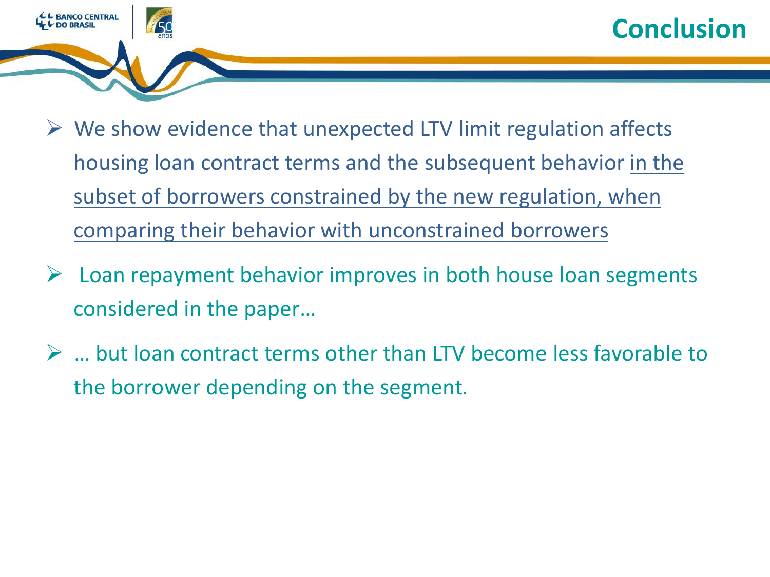# Conclusion

- We show evidence that unexpected LTV limit regulation affects housing loan contract terms and the subsequent behavior in the subset of borrowers constrained by the new regulation, when comparing their behavior with unconstrained borrowers
- Loan repayment behavior improves in both house loan segments considered in the paper…
- … but loan contract terms other than LTV become less favorable to the borrower depending on the segment.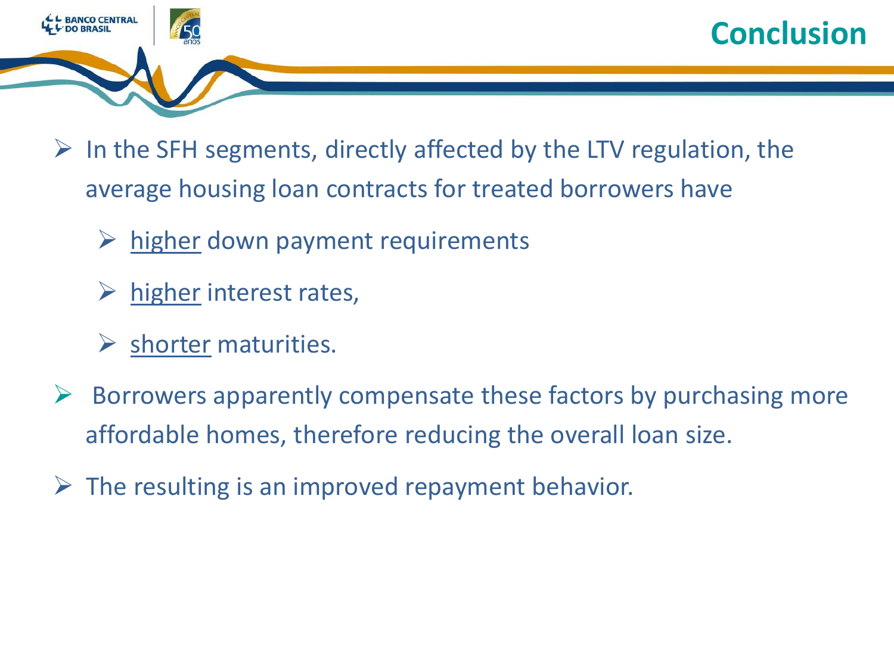# Conclusion

- In the SFH segments, directly affected by the LTV regulation, the average housing loan contracts for treated borrowers have
  - higher down payment requirements
  - higher interest rates,
  - shorter maturities.
- Borrowers apparently compensate these factors by purchasing more affordable homes, therefore reducing the overall loan size.
- The resulting is an improved repayment behavior.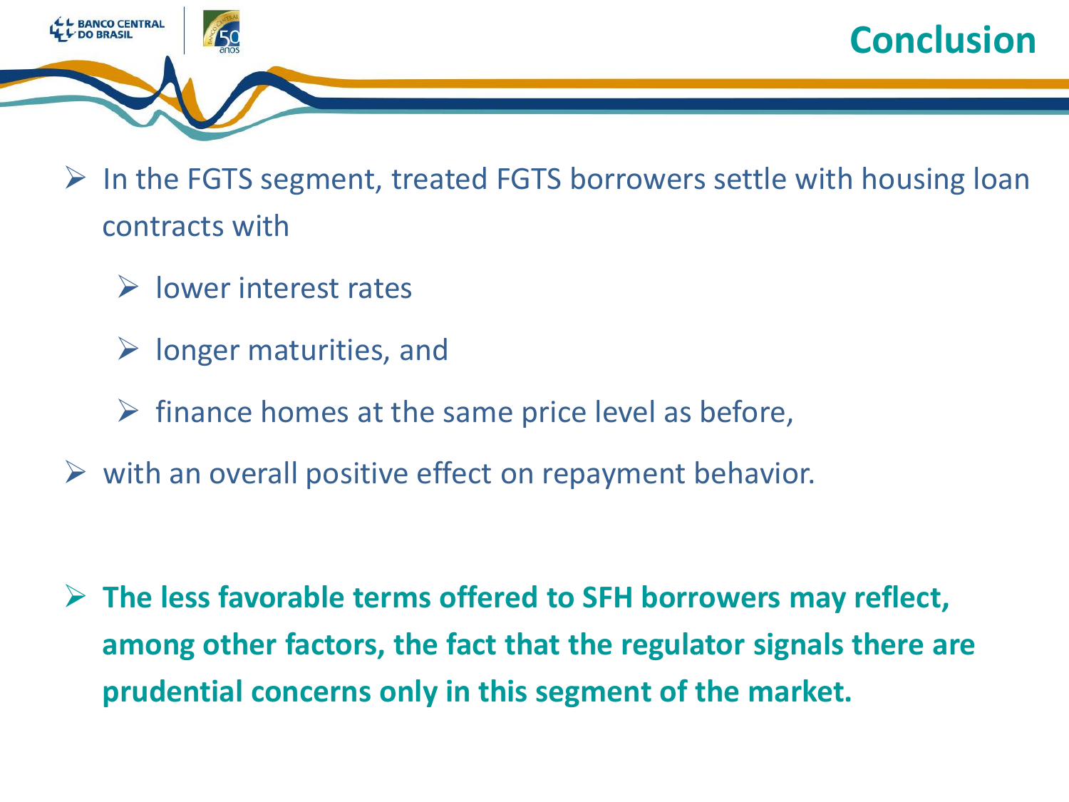# Conclusion

- In the FGTS segment, treated FGTS borrowers settle with housing loan contracts with
  - lower interest rates
  - longer maturities, and
  - finance homes at the same price level as before,
- with an overall positive effect on repayment behavior.

- **The less favorable terms offered to SFH borrowers may reflect, among other factors, the fact that the regulator signals there are prudential concerns only in this segment of the market.**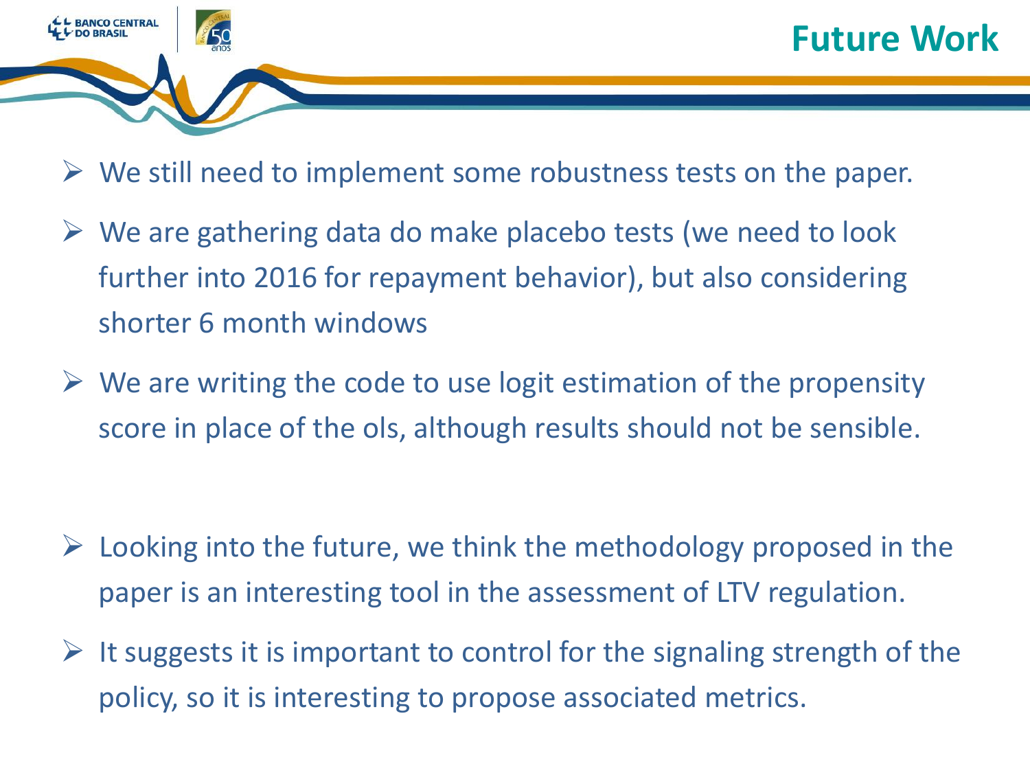# Future Work

- We still need to implement some robustness tests on the paper.
- We are gathering data do make placebo tests (we need to look further into 2016 for repayment behavior), but also considering shorter 6 month windows
- We are writing the code to use logit estimation of the propensity score in place of the ols, although results should not be sensible.

- Looking into the future, we think the methodology proposed in the paper is an interesting tool in the assessment of LTV regulation.
- It suggests it is important to control for the signaling strength of the policy, so it is interesting to propose associated metrics.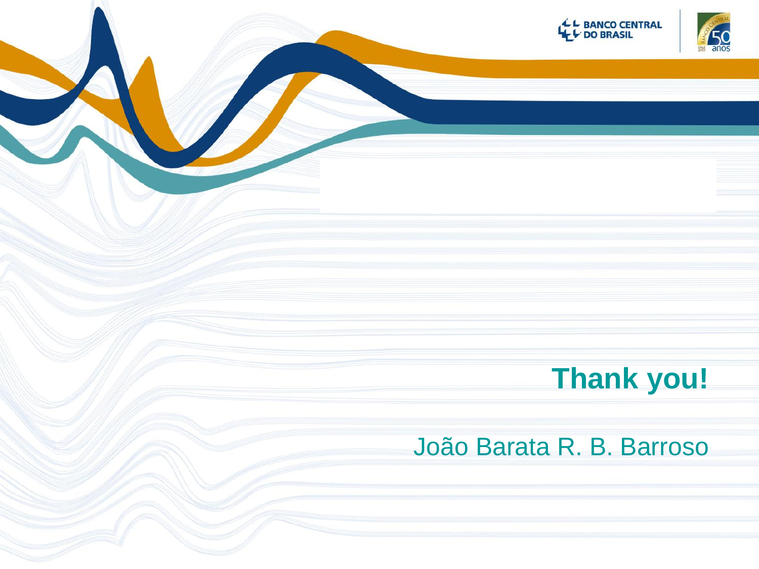**Thank you!**

João Barata R. B. Barroso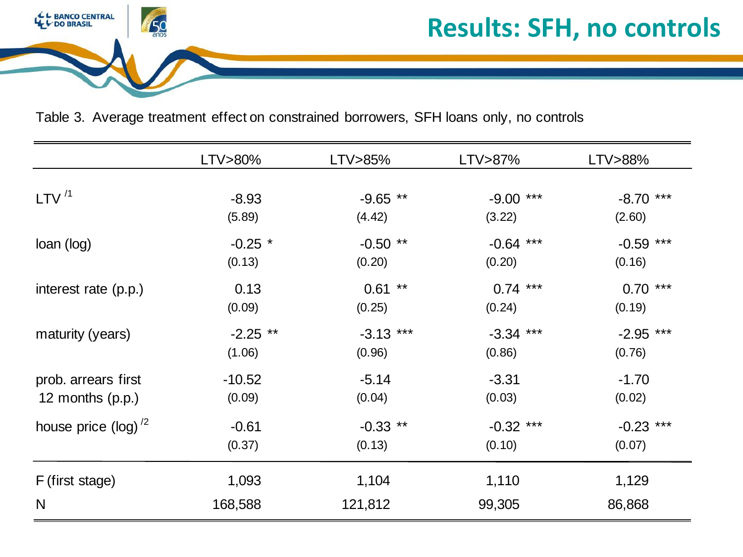# Results: SFH, no controls

Table 3. Average treatment effect on constrained borrowers, SFH loans only, no controls

| | LTV>80% | LTV>85% | LTV>87% | LTV>88% |
|---|---|---|---|---|
| LTV [/1] | -8.93 | -9.65 ** | -9.00 *** | -8.70 *** |
| | (5.89) | (4.42) | (3.22) | (2.60) |
| loan (log) | -0.25 * | -0.50 ** | -0.64 *** | -0.59 *** |
| | (0.13) | (0.20) | (0.20) | (0.16) |
| interest rate (p.p.) | 0.13 | 0.61 ** | 0.74 *** | 0.70 *** |
| | (0.09) | (0.25) | (0.24) | (0.19) |
| maturity (years) | -2.25 ** | -3.13 *** | -3.34 *** | -2.95 *** |
| | (1.06) | (0.96) | (0.86) | (0.76) |
| prob. arrears first 12 months (p.p.) | -10.52 | -5.14 | -3.31 | -1.70 |
| | (0.09) | (0.04) | (0.03) | (0.02) |
| house price (log) [/2] | -0.61 | -0.33 ** | -0.32 *** | -0.23 *** |
| | (0.37) | (0.13) | (0.10) | (0.07) |
| F (first stage) | 1,093 | 1,104 | 1,110 | 1,129 |
| N | 168,588 | 121,812 | 99,305 | 86,868 |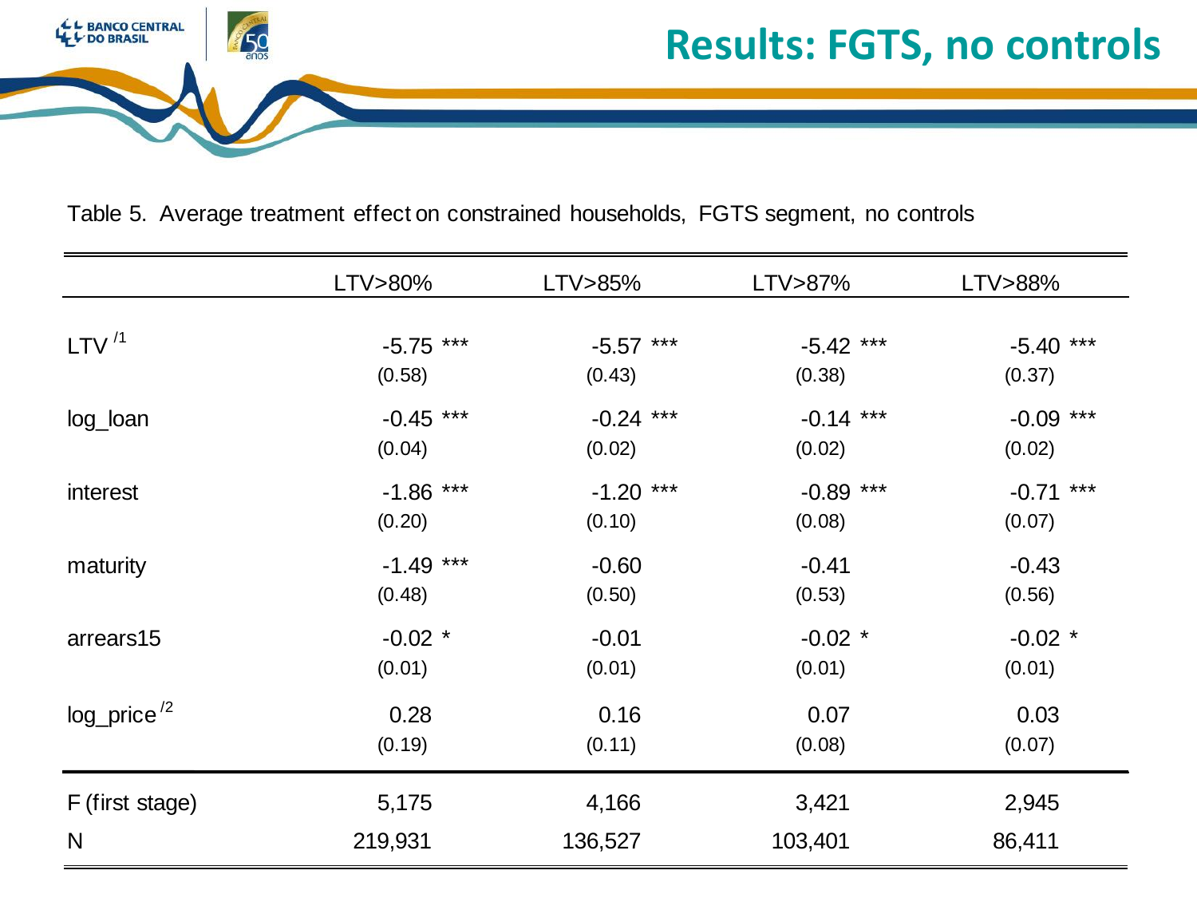# Results: FGTS, no controls

Table 5. Average treatment effect on constrained households, FGTS segment, no controls

| | LTV>80% | LTV>85% | LTV>87% | LTV>88% |
|---|---|---|---|---|
| LTV [/1] | -5.75 *** | -5.57 *** | -5.42 *** | -5.40 *** |
| | (0.58) | (0.43) | (0.38) | (0.37) |
| log_loan | -0.45 *** | -0.24 *** | -0.14 *** | -0.09 *** |
| | (0.04) | (0.02) | (0.02) | (0.02) |
| interest | -1.86 *** | -1.20 *** | -0.89 *** | -0.71 *** |
| | (0.20) | (0.10) | (0.08) | (0.07) |
| maturity | -1.49 *** | -0.60 | -0.41 | -0.43 |
| | (0.48) | (0.50) | (0.53) | (0.56) |
| arrears15 | -0.02 * | -0.01 | -0.02 * | -0.02 * |
| | (0.01) | (0.01) | (0.01) | (0.01) |
| log_price [/2] | 0.28 | 0.16 | 0.07 | 0.03 |
| | (0.19) | (0.11) | (0.08) | (0.07) |
| F (first stage) | 5,175 | 4,166 | 3,421 | 2,945 |
| N | 219,931 | 136,527 | 103,401 | 86,411 |